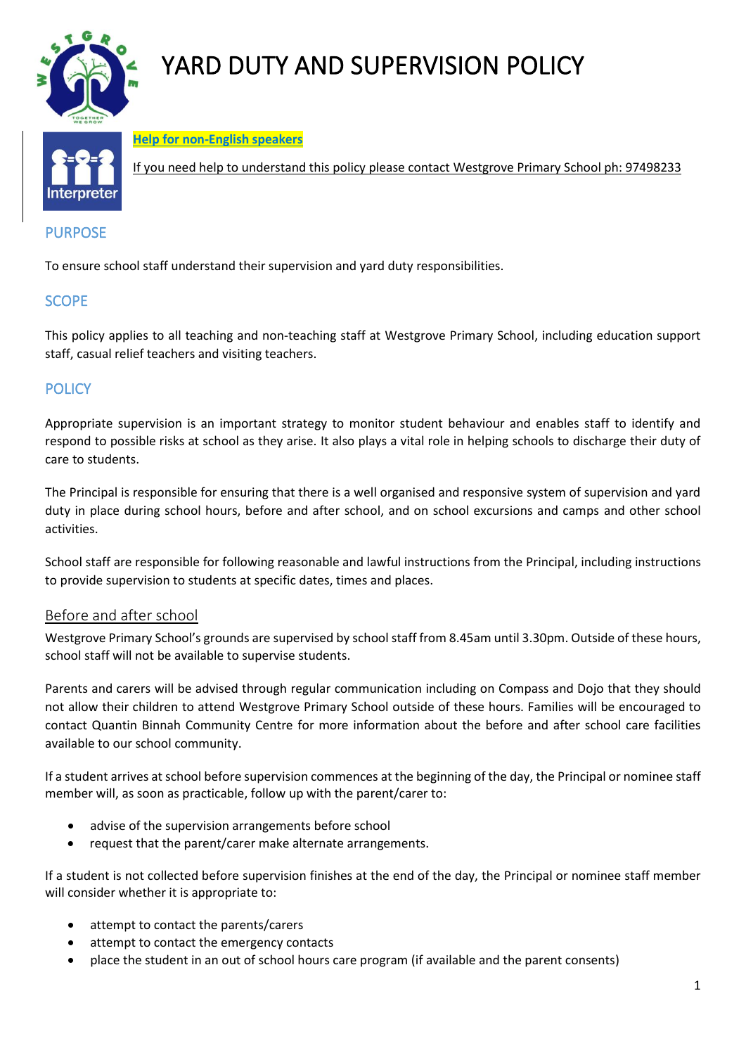# YARD DUTY AND SUPERVISION POLICY

**Help for non-English speakers**

If you need help to understand this policy please contact Westgrove Primary School ph: 97498233

## PURPOSE

To ensure school staff understand their supervision and yard duty responsibilities.

## SCOPE

This policy applies to all teaching and non-teaching staff at Westgrove Primary School, including education support staff, casual relief teachers and visiting teachers.

## POLICY

Appropriate supervision is an important strategy to monitor student behaviour and enables staff to identify and respond to possible risks at school as they arise. It also plays a vital role in helping schools to discharge their duty of care to students.

The Principal is responsible for ensuring that there is a well organised and responsive system of supervision and yard duty in place during school hours, before and after school, and on school excursions and camps and other school activities.

School staff are responsible for following reasonable and lawful instructions from the Principal, including instructions to provide supervision to students at specific dates, times and places.

### Before and after school

Westgrove Primary School's grounds are supervised by school staff from 8.45am until 3.30pm. Outside of these hours, school staff will not be available to supervise students.

Parents and carers will be advised through regular communication including on Compass and Dojo that they should not allow their children to attend Westgrove Primary School outside of these hours. Families will be encouraged to contact Quantin Binnah Community Centre for more information about the before and after school care facilities available to our school community.

If a student arrives at school before supervision commences at the beginning of the day, the Principal or nominee staff member will, as soon as practicable, follow up with the parent/carer to:

- advise of the supervision arrangements before school
- request that the parent/carer make alternate arrangements.

If a student is not collected before supervision finishes at the end of the day, the Principal or nominee staff member will consider whether it is appropriate to:

- attempt to contact the parents/carers
- attempt to contact the emergency contacts
- place the student in an out of school hours care program (if available and the parent consents)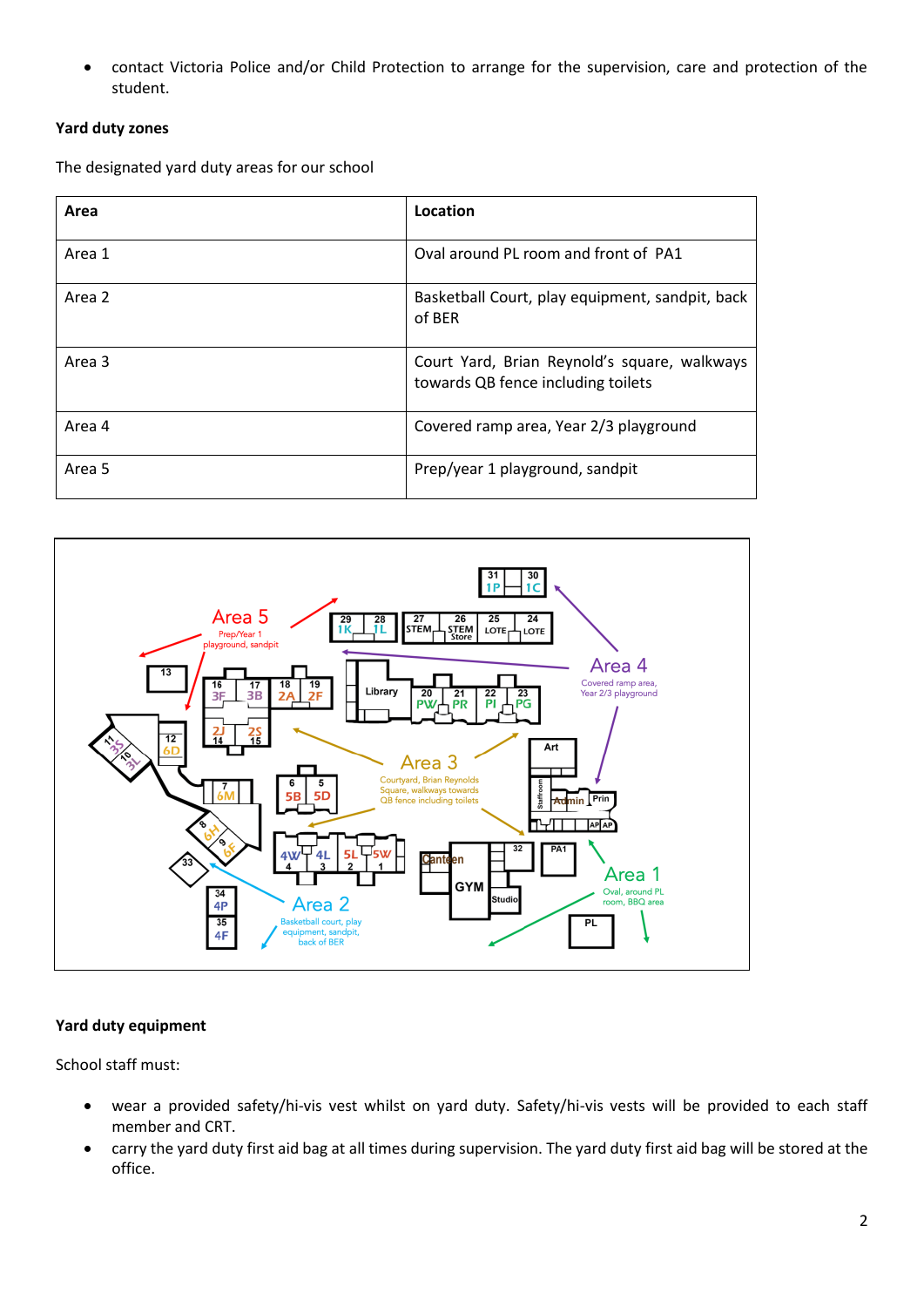- contact Victoria Police and/or Child Protection to arrange for the supervision, care and protection of the student.

**Yard duty zones**

The designated yard duty areas for our school

| Area | Location |
|---|---|
| Area 1 | Oval around PL room and front of PA1 |
| Area 2 | Basketball Court, play equipment, sandpit, back of BER |
| Area 3 | Court Yard, Brian Reynold's square, walkways towards QB fence including toilets |
| Area 4 | Covered ramp area, Year 2/3 playground |
| Area 5 | Prep/year 1 playground, sandpit |

**Yard duty equipment**

School staff must:

- wear a provided safety/hi-vis vest whilst on yard duty. Safety/hi-vis vests will be provided to each staff member and CRT.
- carry the yard duty first aid bag at all times during supervision. The yard duty first aid bag will be stored at the office.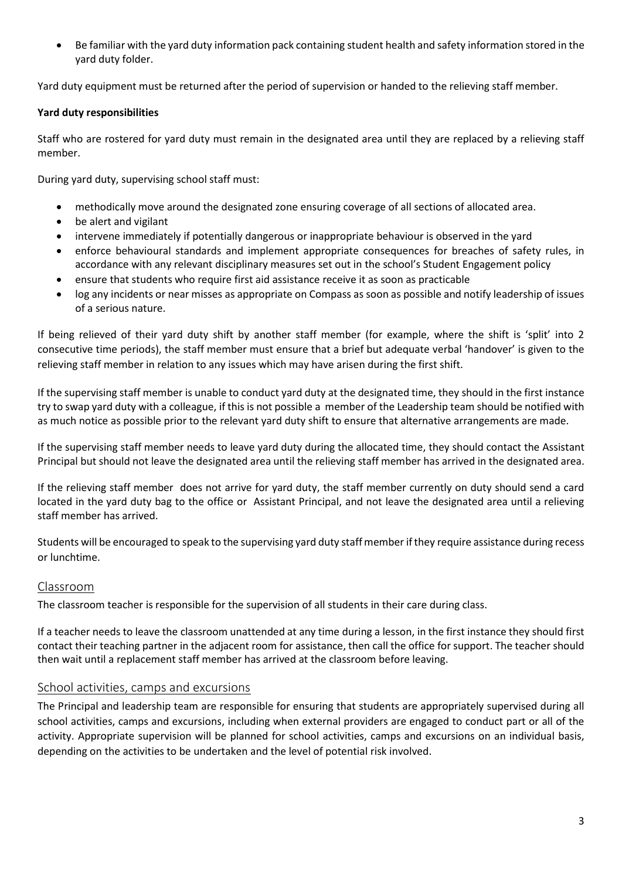- Be familiar with the yard duty information pack containing student health and safety information stored in the yard duty folder.

Yard duty equipment must be returned after the period of supervision or handed to the relieving staff member.

**Yard duty responsibilities**

Staff who are rostered for yard duty must remain in the designated area until they are replaced by a relieving staff member.

During yard duty, supervising school staff must:

- methodically move around the designated zone ensuring coverage of all sections of allocated area.
- be alert and vigilant
- intervene immediately if potentially dangerous or inappropriate behaviour is observed in the yard
- enforce behavioural standards and implement appropriate consequences for breaches of safety rules, in accordance with any relevant disciplinary measures set out in the school's Student Engagement policy
- ensure that students who require first aid assistance receive it as soon as practicable
- log any incidents or near misses as appropriate on Compass as soon as possible and notify leadership of issues of a serious nature.

If being relieved of their yard duty shift by another staff member (for example, where the shift is 'split' into 2 consecutive time periods), the staff member must ensure that a brief but adequate verbal 'handover' is given to the relieving staff member in relation to any issues which may have arisen during the first shift.

If the supervising staff member is unable to conduct yard duty at the designated time, they should in the first instance try to swap yard duty with a colleague, if this is not possible a member of the Leadership team should be notified with as much notice as possible prior to the relevant yard duty shift to ensure that alternative arrangements are made.

If the supervising staff member needs to leave yard duty during the allocated time, they should contact the Assistant Principal but should not leave the designated area until the relieving staff member has arrived in the designated area.

If the relieving staff member does not arrive for yard duty, the staff member currently on duty should send a card located in the yard duty bag to the office or Assistant Principal, and not leave the designated area until a relieving staff member has arrived.

Students will be encouraged to speak to the supervising yard duty staff member if they require assistance during recess or lunchtime.

## Classroom

The classroom teacher is responsible for the supervision of all students in their care during class.

If a teacher needs to leave the classroom unattended at any time during a lesson, in the first instance they should first contact their teaching partner in the adjacent room for assistance, then call the office for support. The teacher should then wait until a replacement staff member has arrived at the classroom before leaving.

## School activities, camps and excursions

The Principal and leadership team are responsible for ensuring that students are appropriately supervised during all school activities, camps and excursions, including when external providers are engaged to conduct part or all of the activity. Appropriate supervision will be planned for school activities, camps and excursions on an individual basis, depending on the activities to be undertaken and the level of potential risk involved.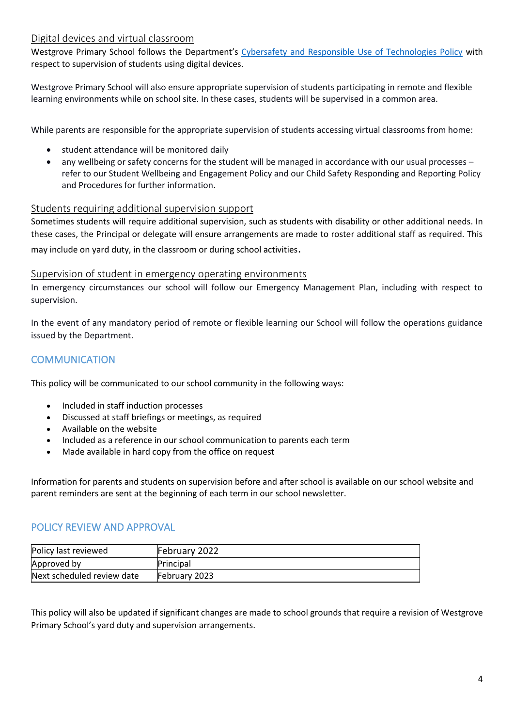### Digital devices and virtual classroom

Westgrove Primary School follows the Department's [Cybersafety and Responsible Use of Technologies Policy] with respect to supervision of students using digital devices.

Westgrove Primary School will also ensure appropriate supervision of students participating in remote and flexible learning environments while on school site. In these cases, students will be supervised in a common area.

While parents are responsible for the appropriate supervision of students accessing virtual classrooms from home:

- student attendance will be monitored daily
- any wellbeing or safety concerns for the student will be managed in accordance with our usual processes – refer to our Student Wellbeing and Engagement Policy and our Child Safety Responding and Reporting Policy and Procedures for further information.

### Students requiring additional supervision support

Sometimes students will require additional supervision, such as students with disability or other additional needs. In these cases, the Principal or delegate will ensure arrangements are made to roster additional staff as required. This may include on yard duty, in the classroom or during school activities.

### Supervision of student in emergency operating environments

In emergency circumstances our school will follow our Emergency Management Plan, including with respect to supervision.

In the event of any mandatory period of remote or flexible learning our School will follow the operations guidance issued by the Department.

## COMMUNICATION

This policy will be communicated to our school community in the following ways:

- Included in staff induction processes
- Discussed at staff briefings or meetings, as required
- Available on the website
- Included as a reference in our school communication to parents each term
- Made available in hard copy from the office on request

Information for parents and students on supervision before and after school is available on our school website and parent reminders are sent at the beginning of each term in our school newsletter.

## POLICY REVIEW AND APPROVAL

| | |
|---|---|
| Policy last reviewed | February 2022 |
| Approved by | Principal |
| Next scheduled review date | February 2023 |

This policy will also be updated if significant changes are made to school grounds that require a revision of Westgrove Primary School's yard duty and supervision arrangements.